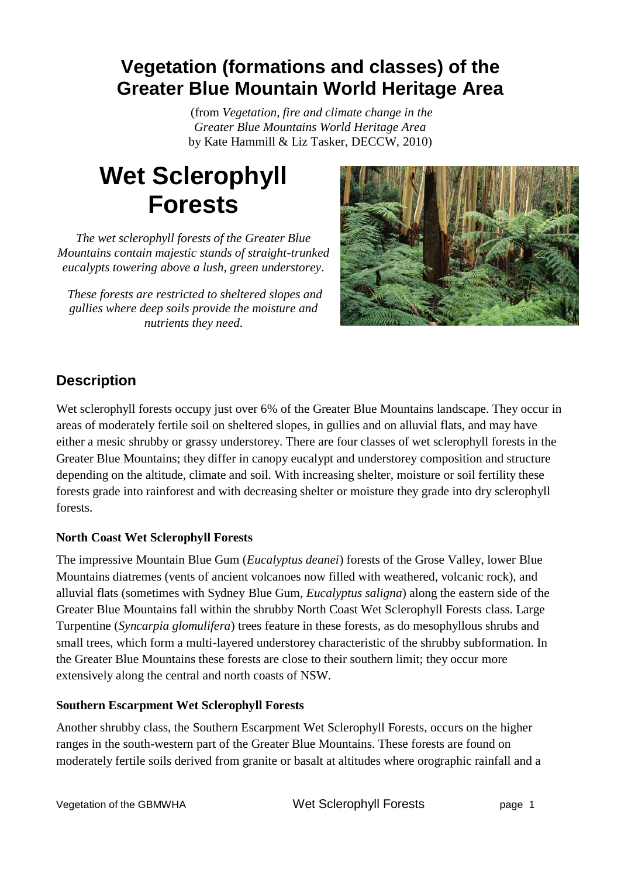# Vegetation (formations and classes) of the Greater Blue Mountain World Heritage Area

(from *Vegetation, fire and climate change in the Greater Blue Mountains World Heritage Area* by Kate Hammill & Liz Tasker, DECCW, 2010)

# Wet Sclerophyll Forests

*The wet sclerophyll forests of the Greater Blue Mountains contain majestic stands of straight-trunked eucalypts towering above a lush, green understorey.*

*These forests are restricted to sheltered slopes and gullies where deep soils provide the moisture and nutrients they need.*

## Description

Wet sclerophyll forests occupy just over 6% of the Greater Blue Mountains landscape. They occur in areas of moderately fertile soil on sheltered slopes, in gullies and on alluvial flats, and may have either a mesic shrubby or grassy understorey. There are four classes of wet sclerophyll forests in the Greater Blue Mountains; they differ in canopy eucalypt and understorey composition and structure depending on the altitude, climate and soil. With increasing shelter, moisture or soil fertility these forests grade into rainforest and with decreasing shelter or moisture they grade into dry sclerophyll forests.

### North Coast Wet Sclerophyll Forests

The impressive Mountain Blue Gum (*Eucalyptus deanei*) forests of the Grose Valley, lower Blue Mountains diatremes (vents of ancient volcanoes now filled with weathered, volcanic rock), and alluvial flats (sometimes with Sydney Blue Gum, *Eucalyptus saligna*) along the eastern side of the Greater Blue Mountains fall within the shrubby North Coast Wet Sclerophyll Forests class. Large Turpentine (*Syncarpia glomulifera*) trees feature in these forests, as do mesophyllous shrubs and small trees, which form a multi-layered understorey characteristic of the shrubby subformation. In the Greater Blue Mountains these forests are close to their southern limit; they occur more extensively along the central and north coasts of NSW.

### Southern Escarpment Wet Sclerophyll Forests

Another shrubby class, the Southern Escarpment Wet Sclerophyll Forests, occurs on the higher ranges in the south-western part of the Greater Blue Mountains. These forests are found on moderately fertile soils derived from granite or basalt at altitudes where orographic rainfall and a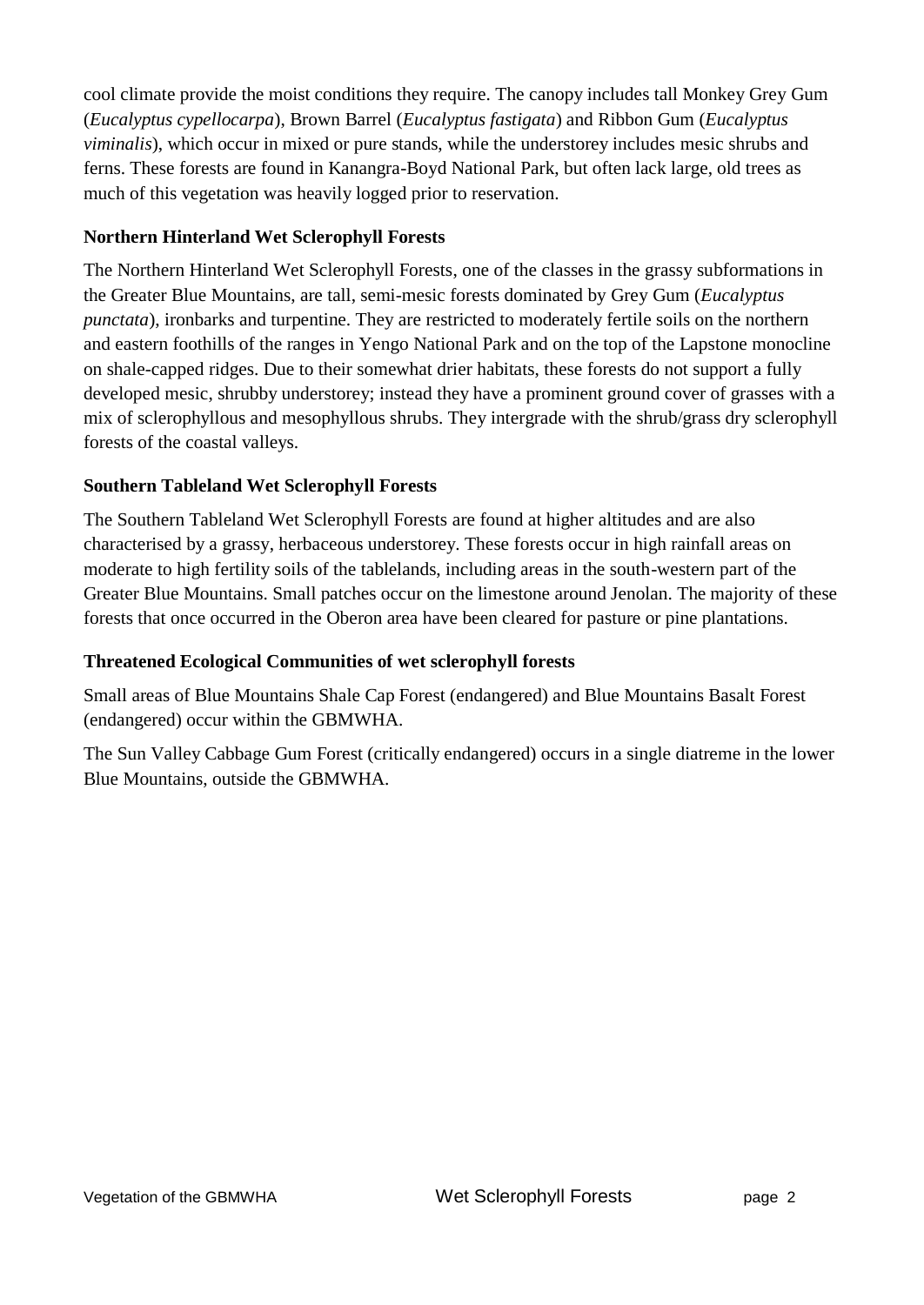cool climate provide the moist conditions they require. The canopy includes tall Monkey Grey Gum (*Eucalyptus cypellocarpa*), Brown Barrel (*Eucalyptus fastigata*) and Ribbon Gum (*Eucalyptus viminalis*), which occur in mixed or pure stands, while the understorey includes mesic shrubs and ferns. These forests are found in Kanangra-Boyd National Park, but often lack large, old trees as much of this vegetation was heavily logged prior to reservation.

### Northern Hinterland Wet Sclerophyll Forests

The Northern Hinterland Wet Sclerophyll Forests, one of the classes in the grassy subformations in the Greater Blue Mountains, are tall, semi-mesic forests dominated by Grey Gum (*Eucalyptus punctata*), ironbarks and turpentine. They are restricted to moderately fertile soils on the northern and eastern foothills of the ranges in Yengo National Park and on the top of the Lapstone monocline on shale-capped ridges. Due to their somewhat drier habitats, these forests do not support a fully developed mesic, shrubby understorey; instead they have a prominent ground cover of grasses with a mix of sclerophyllous and mesophyllous shrubs. They intergrade with the shrub/grass dry sclerophyll forests of the coastal valleys.

### Southern Tableland Wet Sclerophyll Forests

The Southern Tableland Wet Sclerophyll Forests are found at higher altitudes and are also characterised by a grassy, herbaceous understorey. These forests occur in high rainfall areas on moderate to high fertility soils of the tablelands, including areas in the south-western part of the Greater Blue Mountains. Small patches occur on the limestone around Jenolan. The majority of these forests that once occurred in the Oberon area have been cleared for pasture or pine plantations.

### Threatened Ecological Communities of wet sclerophyll forests

Small areas of Blue Mountains Shale Cap Forest (endangered) and Blue Mountains Basalt Forest (endangered) occur within the GBMWHA.

The Sun Valley Cabbage Gum Forest (critically endangered) occurs in a single diatreme in the lower Blue Mountains, outside the GBMWHA.